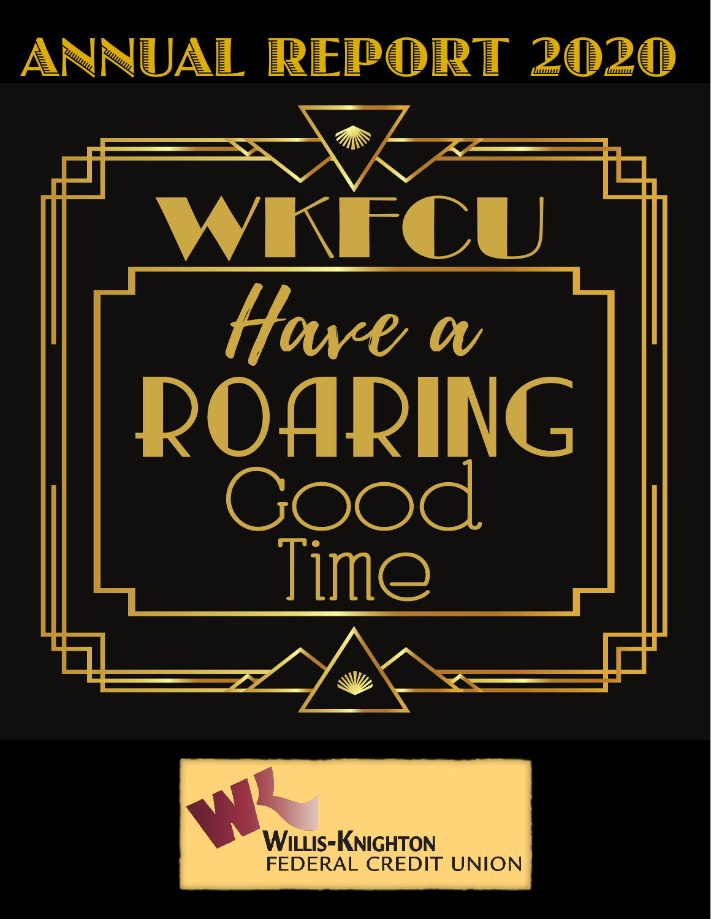# ANNUAL REPORT 2020

## WKFCU

*Have a*

# ROARING

## Good Time

WILLIS-KNIGHTON
FEDERAL CREDIT UNION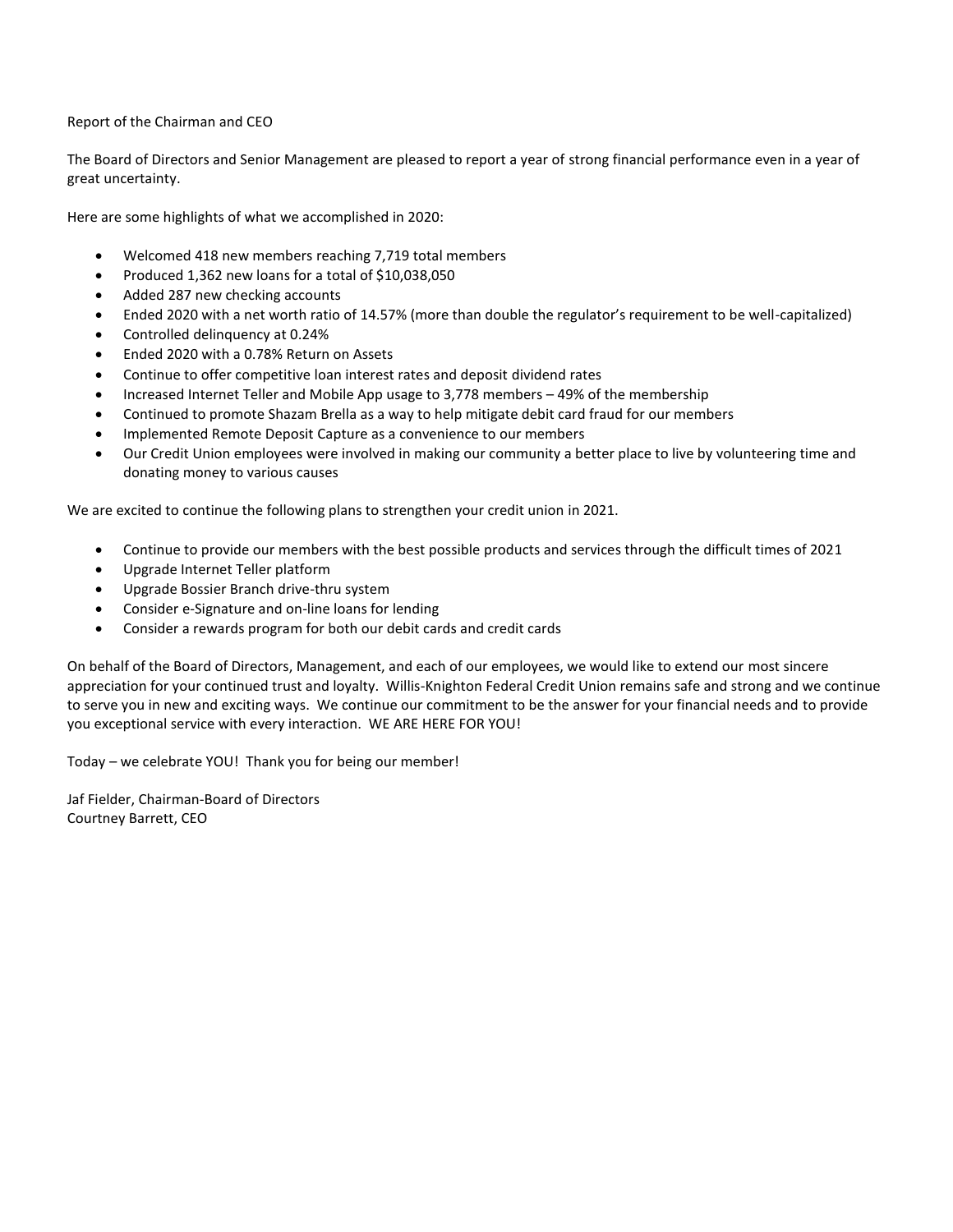# Report of the Chairman and CEO

The Board of Directors and Senior Management are pleased to report a year of strong financial performance even in a year of great uncertainty.

Here are some highlights of what we accomplished in 2020:

- Welcomed 418 new members reaching 7,719 total members
- Produced 1,362 new loans for a total of $10,038,050
- Added 287 new checking accounts
- Ended 2020 with a net worth ratio of 14.57% (more than double the regulator's requirement to be well-capitalized)
- Controlled delinquency at 0.24%
- Ended 2020 with a 0.78% Return on Assets
- Continue to offer competitive loan interest rates and deposit dividend rates
- Increased Internet Teller and Mobile App usage to 3,778 members – 49% of the membership
- Continued to promote Shazam Brella as a way to help mitigate debit card fraud for our members
- Implemented Remote Deposit Capture as a convenience to our members
- Our Credit Union employees were involved in making our community a better place to live by volunteering time and donating money to various causes

We are excited to continue the following plans to strengthen your credit union in 2021.

- Continue to provide our members with the best possible products and services through the difficult times of 2021
- Upgrade Internet Teller platform
- Upgrade Bossier Branch drive-thru system
- Consider e-Signature and on-line loans for lending
- Consider a rewards program for both our debit cards and credit cards

On behalf of the Board of Directors, Management, and each of our employees, we would like to extend our most sincere appreciation for your continued trust and loyalty. Willis-Knighton Federal Credit Union remains safe and strong and we continue to serve you in new and exciting ways. We continue our commitment to be the answer for your financial needs and to provide you exceptional service with every interaction. WE ARE HERE FOR YOU!

Today – we celebrate YOU! Thank you for being our member!

Jaf Fielder, Chairman-Board of Directors
Courtney Barrett, CEO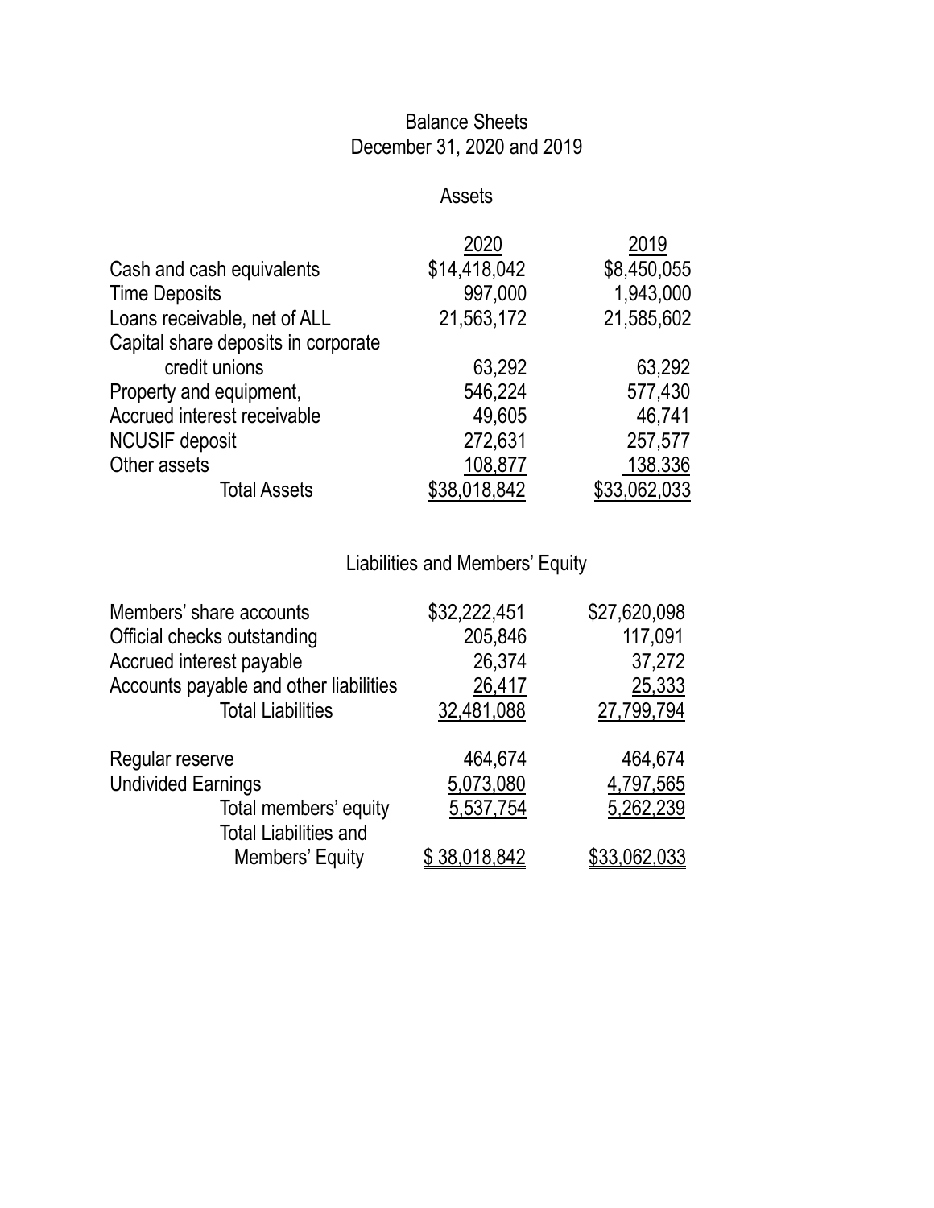# Balance Sheets
## December 31, 2020 and 2019

### Assets

| | 2020 | 2019 |
|---|---|---|
| Cash and cash equivalents | $14,418,042 | $8,450,055 |
| Time Deposits | 997,000 | 1,943,000 |
| Loans receivable, net of ALL | 21,563,172 | 21,585,602 |
| Capital share deposits in corporate credit unions | 63,292 | 63,292 |
| Property and equipment, | 546,224 | 577,430 |
| Accrued interest receivable | 49,605 | 46,741 |
| NCUSIF deposit | 272,631 | 257,577 |
| Other assets | 108,877 | 138,336 |
| Total Assets | $38,018,842 | $33,062,033 |

### Liabilities and Members' Equity

| | 2020 | 2019 |
|---|---|---|
| Members' share accounts | $32,222,451 | $27,620,098 |
| Official checks outstanding | 205,846 | 117,091 |
| Accrued interest payable | 26,374 | 37,272 |
| Accounts payable and other liabilities | 26,417 | 25,333 |
| Total Liabilities | 32,481,088 | 27,799,794 |
| | | |
| Regular reserve | 464,674 | 464,674 |
| Undivided Earnings | 5,073,080 | 4,797,565 |
| Total members' equity | 5,537,754 | 5,262,239 |
| Total Liabilities and Members' Equity | $ 38,018,842 | $33,062,033 |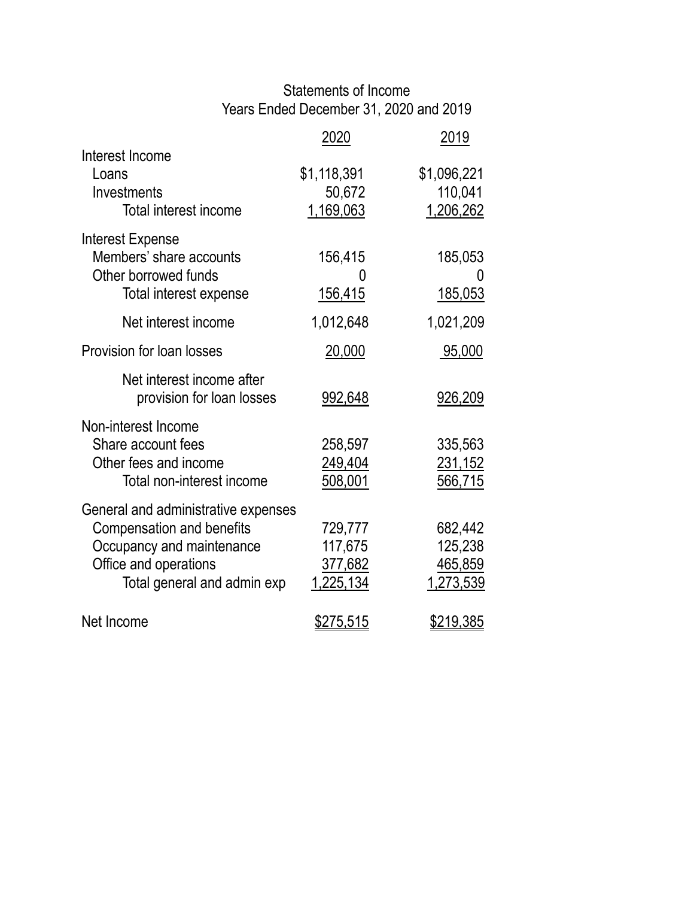# Statements of Income

## Years Ended December 31, 2020 and 2019

| | 2020 | 2019 |
|---|---|---|
| **Interest Income** | | |
| Loans | $1,118,391 | $1,096,221 |
| Investments | 50,672 | 110,041 |
| Total interest income | 1,169,063 | 1,206,262 |
| **Interest Expense** | | |
| Members' share accounts | 156,415 | 185,053 |
| Other borrowed funds | 0 | 0 |
| Total interest expense | 156,415 | 185,053 |
| Net interest income | 1,012,648 | 1,021,209 |
| Provision for loan losses | 20,000 | 95,000 |
| Net interest income after provision for loan losses | 992,648 | 926,209 |
| **Non-interest Income** | | |
| Share account fees | 258,597 | 335,563 |
| Other fees and income | 249,404 | 231,152 |
| Total non-interest income | 508,001 | 566,715 |
| **General and administrative expenses** | | |
| Compensation and benefits | 729,777 | 682,442 |
| Occupancy and maintenance | 117,675 | 125,238 |
| Office and operations | 377,682 | 465,859 |
| Total general and admin exp | 1,225,134 | 1,273,539 |
| Net Income | $275,515 | $219,385 |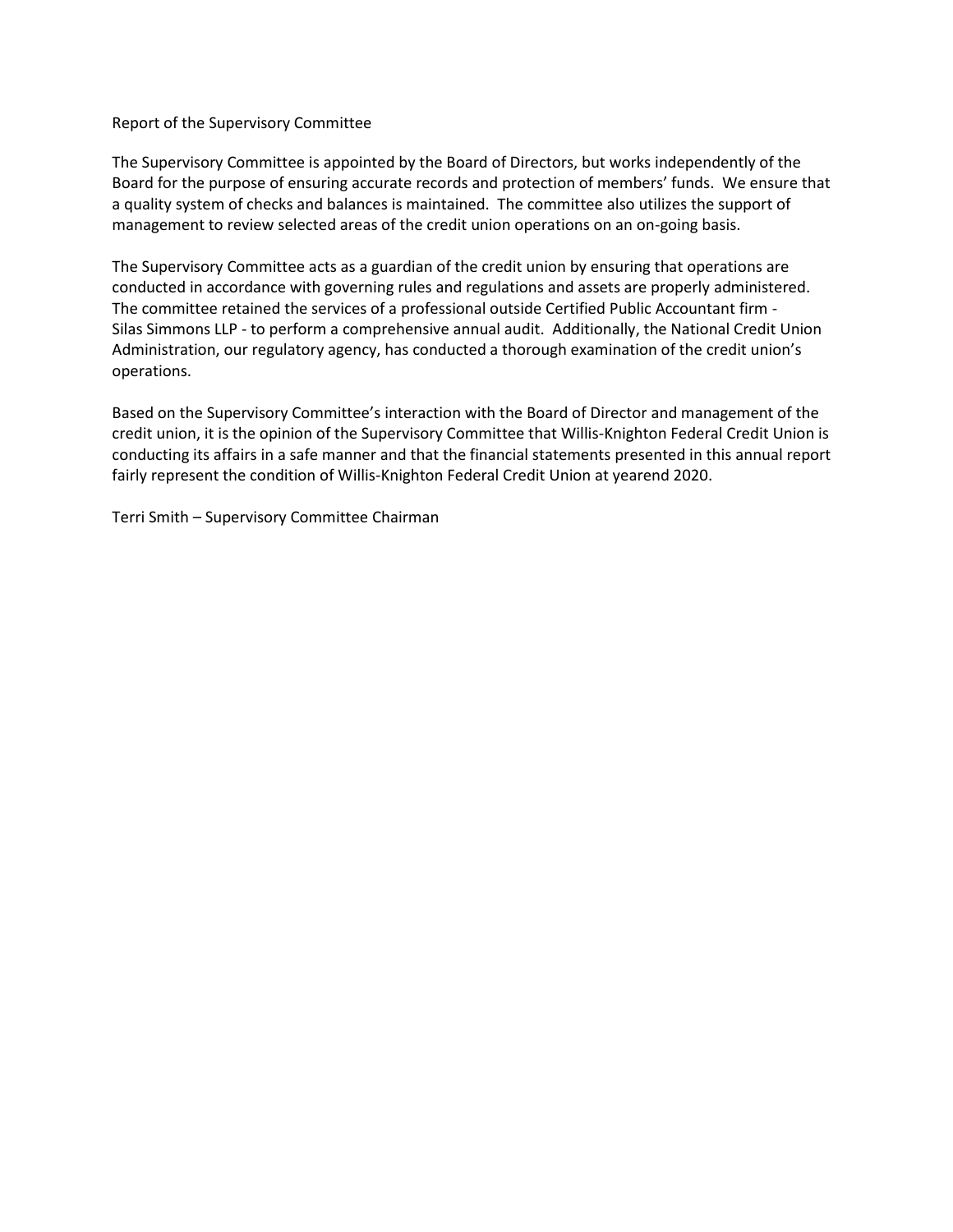# Report of the Supervisory Committee

The Supervisory Committee is appointed by the Board of Directors, but works independently of the Board for the purpose of ensuring accurate records and protection of members' funds. We ensure that a quality system of checks and balances is maintained. The committee also utilizes the support of management to review selected areas of the credit union operations on an on-going basis.

The Supervisory Committee acts as a guardian of the credit union by ensuring that operations are conducted in accordance with governing rules and regulations and assets are properly administered. The committee retained the services of a professional outside Certified Public Accountant firm - Silas Simmons LLP - to perform a comprehensive annual audit. Additionally, the National Credit Union Administration, our regulatory agency, has conducted a thorough examination of the credit union's operations.

Based on the Supervisory Committee's interaction with the Board of Director and management of the credit union, it is the opinion of the Supervisory Committee that Willis-Knighton Federal Credit Union is conducting its affairs in a safe manner and that the financial statements presented in this annual report fairly represent the condition of Willis-Knighton Federal Credit Union at yearend 2020.

Terri Smith – Supervisory Committee Chairman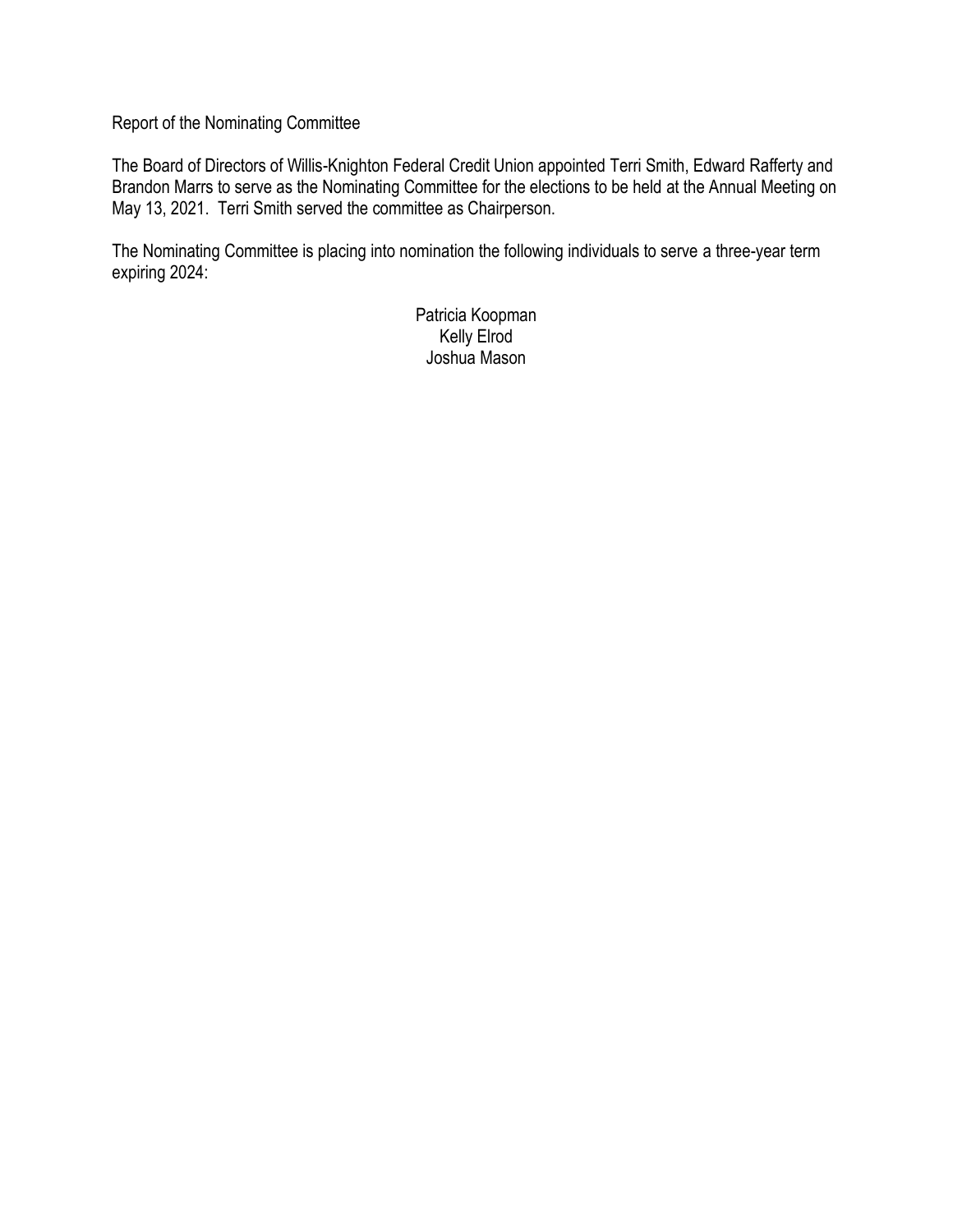# Report of the Nominating Committee

The Board of Directors of Willis-Knighton Federal Credit Union appointed Terri Smith, Edward Rafferty and Brandon Marrs to serve as the Nominating Committee for the elections to be held at the Annual Meeting on May 13, 2021. Terri Smith served the committee as Chairperson.

The Nominating Committee is placing into nomination the following individuals to serve a three-year term expiring 2024:

Patricia Koopman
Kelly Elrod
Joshua Mason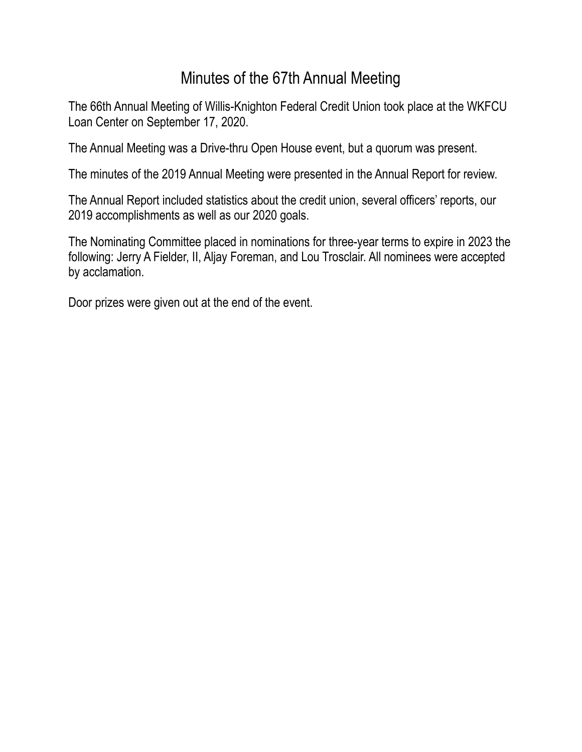# Minutes of the 67th Annual Meeting

The 66th Annual Meeting of Willis-Knighton Federal Credit Union took place at the WKFCU Loan Center on September 17, 2020.

The Annual Meeting was a Drive-thru Open House event, but a quorum was present.

The minutes of the 2019 Annual Meeting were presented in the Annual Report for review.

The Annual Report included statistics about the credit union, several officers' reports, our 2019 accomplishments as well as our 2020 goals.

The Nominating Committee placed in nominations for three-year terms to expire in 2023 the following: Jerry A Fielder, II, Aljay Foreman, and Lou Trosclair. All nominees were accepted by acclamation.

Door prizes were given out at the end of the event.